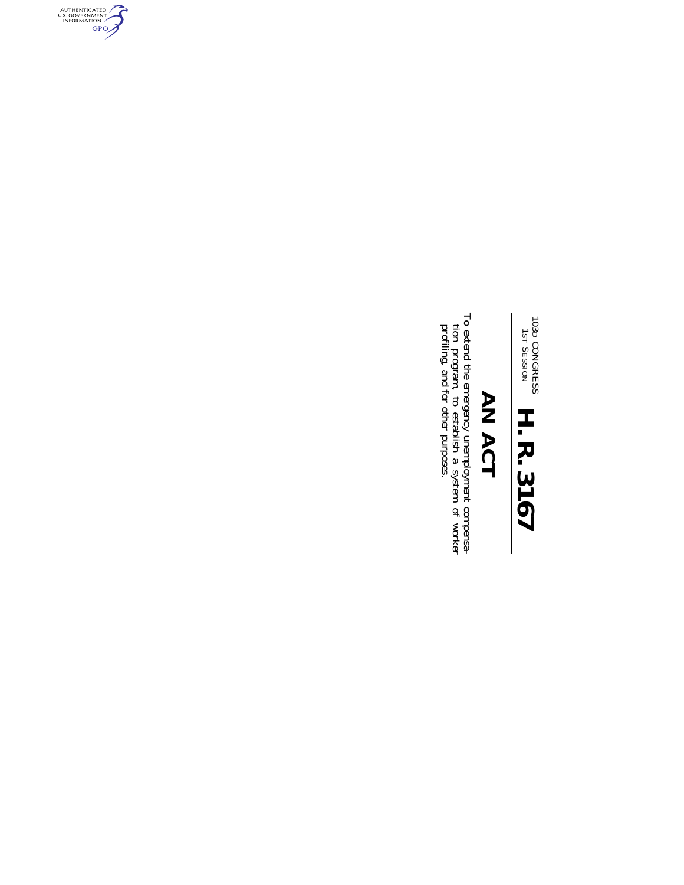103D CONGRESS
1ST SESSION

# H. R. 3167

## AN ACT

To extend the emergency unemployment compensation program, to establish a system of worker profiling, and for other purposes.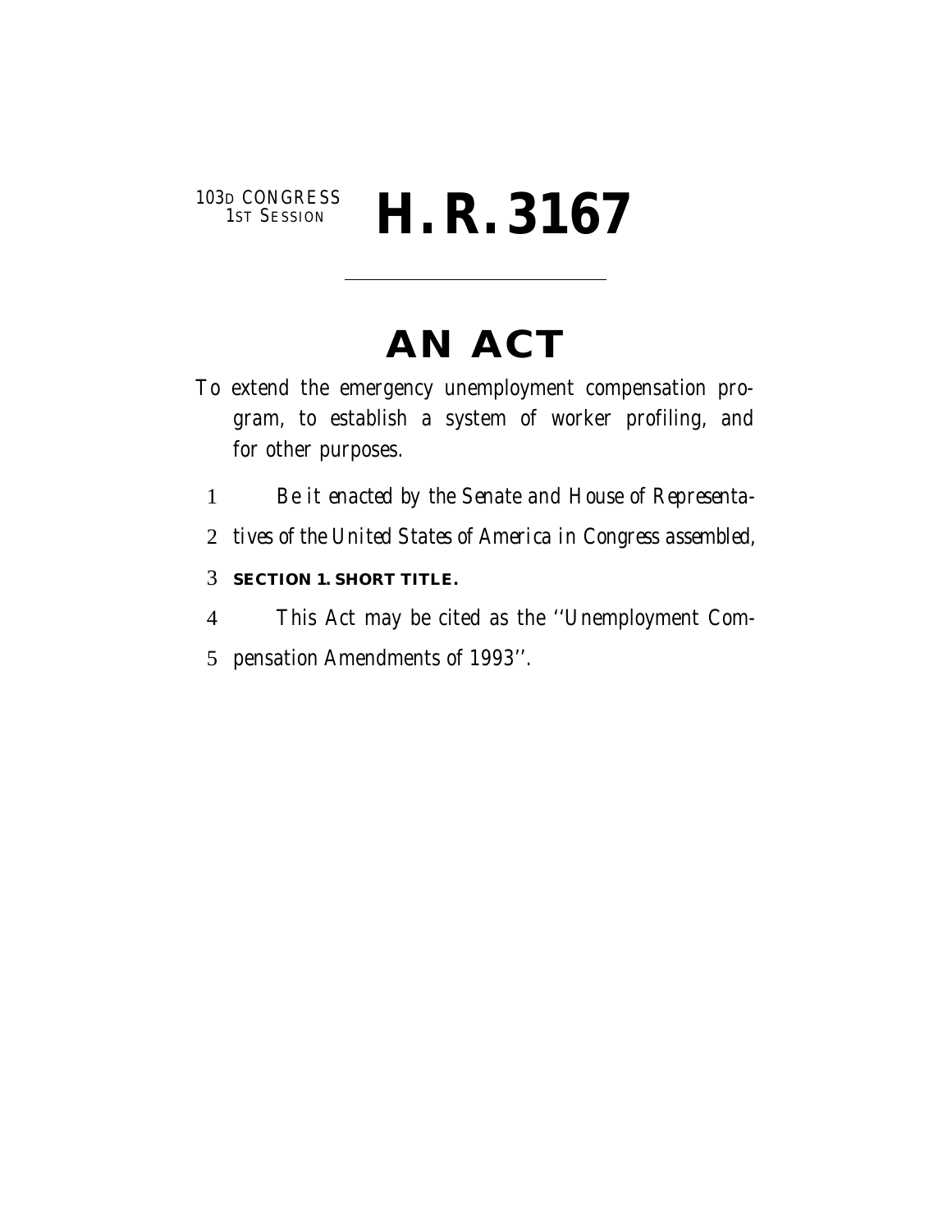103D CONGRESS
1ST SESSION

# H. R. 3167

---

# AN ACT

To extend the emergency unemployment compensation program, to establish a system of worker profiling, and for other purposes.

1 *Be it enacted by the Senate and House of Representa-*
2 *tives of the United States of America in Congress assembled,*

3 **SECTION 1. SHORT TITLE.**

4 This Act may be cited as the ''Unemployment Com-
5 pensation Amendments of 1993''.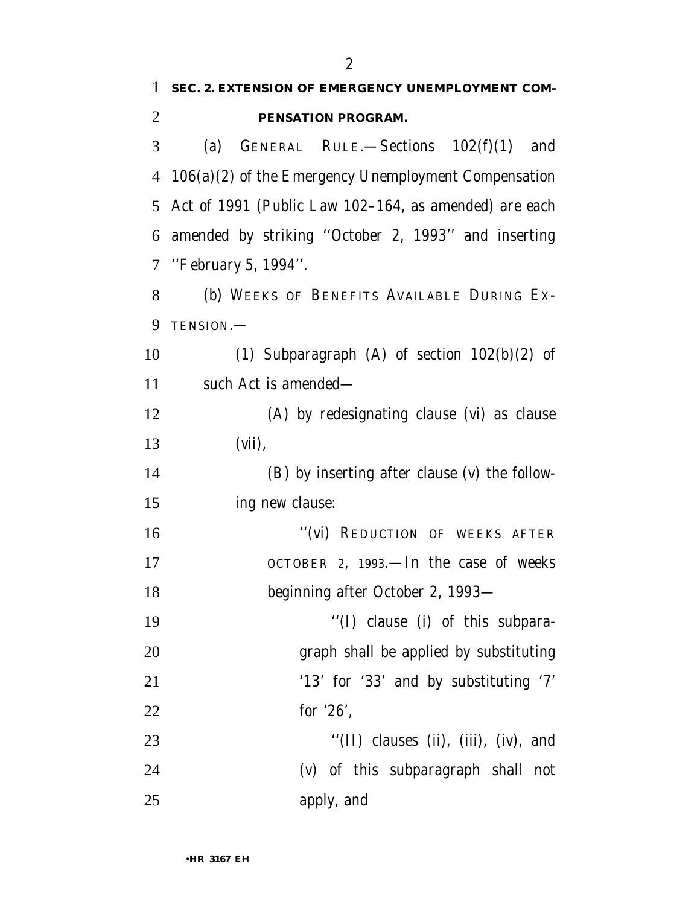**SEC. 2. EXTENSION OF EMERGENCY UNEMPLOYMENT COMPENSATION PROGRAM.**

(a) GENERAL RULE.—Sections 102(f)(1) and 106(a)(2) of the Emergency Unemployment Compensation Act of 1991 (Public Law 102–164, as amended) are each amended by striking ''October 2, 1993'' and inserting ''February 5, 1994''.

(b) WEEKS OF BENEFITS AVAILABLE DURING EXTENSION.—

(1) Subparagraph (A) of section 102(b)(2) of such Act is amended—

(A) by redesignating clause (vi) as clause (vii),

(B) by inserting after clause (v) the following new clause:

''(vi) REDUCTION OF WEEKS AFTER OCTOBER 2, 1993.—In the case of weeks beginning after October 2, 1993—

''(I) clause (i) of this subparagraph shall be applied by substituting '13' for '33' and by substituting '7' for '26',

''(II) clauses (ii), (iii), (iv), and (v) of this subparagraph shall not apply, and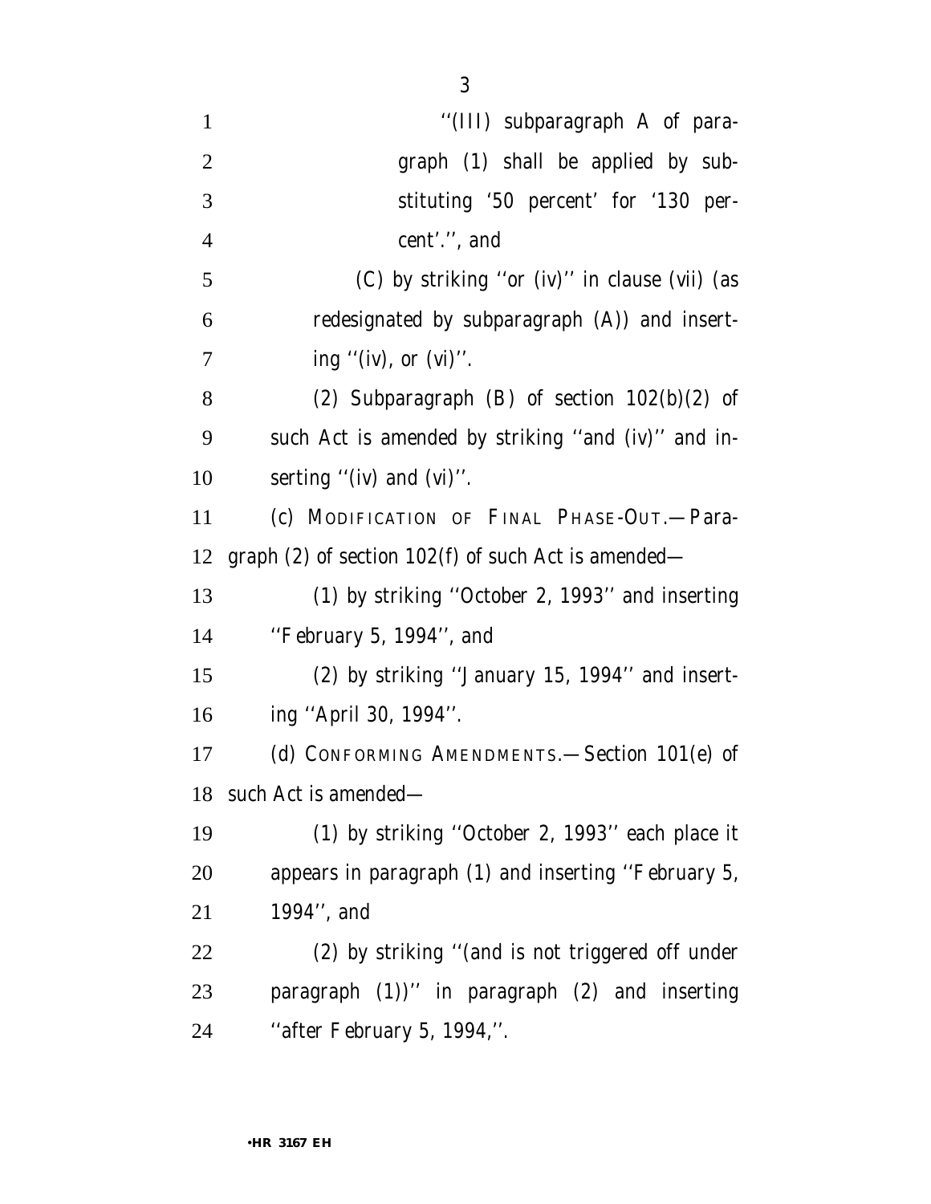"(III) subparagraph A of paragraph (1) shall be applied by substituting '50 percent' for '130 percent'.", and

(C) by striking "or (iv)" in clause (vii) (as redesignated by subparagraph (A)) and inserting "(iv), or (vi)".

(2) Subparagraph (B) of section 102(b)(2) of such Act is amended by striking "and (iv)" and inserting "(iv) and (vi)".

(c) MODIFICATION OF FINAL PHASE-OUT.—Paragraph (2) of section 102(f) of such Act is amended—

(1) by striking "October 2, 1993" and inserting "February 5, 1994", and

(2) by striking "January 15, 1994" and inserting "April 30, 1994".

(d) CONFORMING AMENDMENTS.—Section 101(e) of such Act is amended—

(1) by striking "October 2, 1993" each place it appears in paragraph (1) and inserting "February 5, 1994", and

(2) by striking "(and is not triggered off under paragraph (1))" in paragraph (2) and inserting "after February 5, 1994,".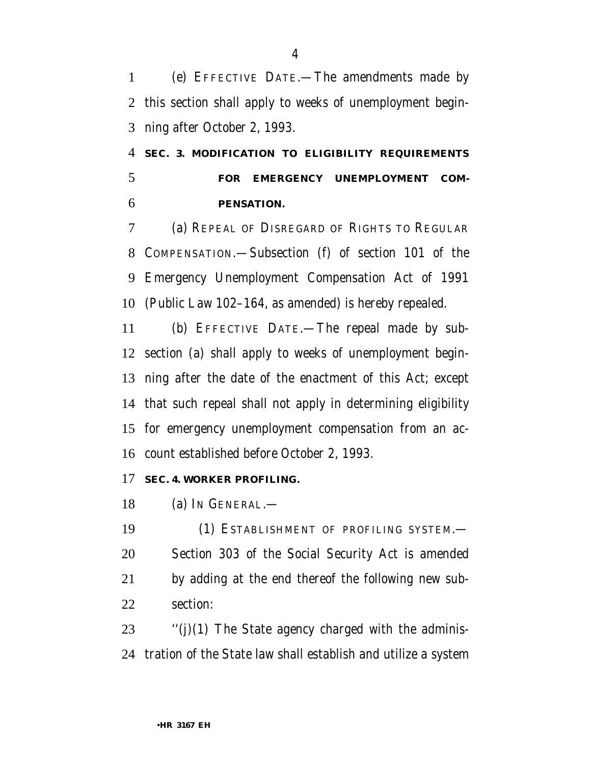(e) EFFECTIVE DATE.—The amendments made by this section shall apply to weeks of unemployment beginning after October 2, 1993.

**SEC. 3. MODIFICATION TO ELIGIBILITY REQUIREMENTS FOR EMERGENCY UNEMPLOYMENT COMPENSATION.**

(a) REPEAL OF DISREGARD OF RIGHTS TO REGULAR COMPENSATION.—Subsection (f) of section 101 of the Emergency Unemployment Compensation Act of 1991 (Public Law 102–164, as amended) is hereby repealed.

(b) EFFECTIVE DATE.—The repeal made by subsection (a) shall apply to weeks of unemployment beginning after the date of the enactment of this Act; except that such repeal shall not apply in determining eligibility for emergency unemployment compensation from an account established before October 2, 1993.

**SEC. 4. WORKER PROFILING.**

(a) IN GENERAL.—

(1) ESTABLISHMENT OF PROFILING SYSTEM.—Section 303 of the Social Security Act is amended by adding at the end thereof the following new subsection:

''(j)(1) The State agency charged with the administration of the State law shall establish and utilize a system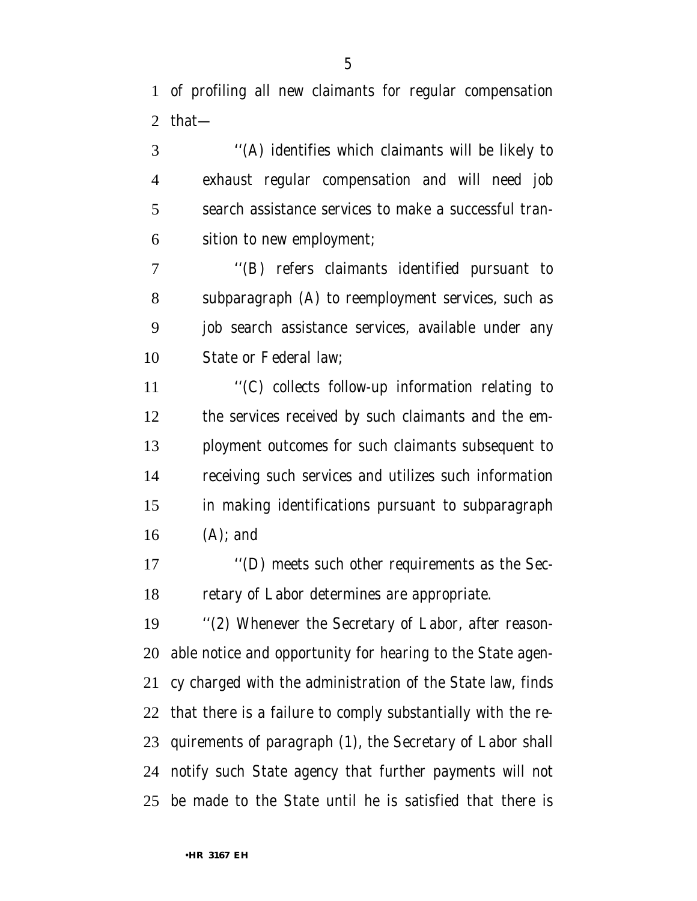of profiling all new claimants for regular compensation that—

''(A) identifies which claimants will be likely to exhaust regular compensation and will need job search assistance services to make a successful transition to new employment;

''(B) refers claimants identified pursuant to subparagraph (A) to reemployment services, such as job search assistance services, available under any State or Federal law;

''(C) collects follow-up information relating to the services received by such claimants and the employment outcomes for such claimants subsequent to receiving such services and utilizes such information in making identifications pursuant to subparagraph (A); and

''(D) meets such other requirements as the Secretary of Labor determines are appropriate.

''(2) Whenever the Secretary of Labor, after reasonable notice and opportunity for hearing to the State agency charged with the administration of the State law, finds that there is a failure to comply substantially with the requirements of paragraph (1), the Secretary of Labor shall notify such State agency that further payments will not be made to the State until he is satisfied that there is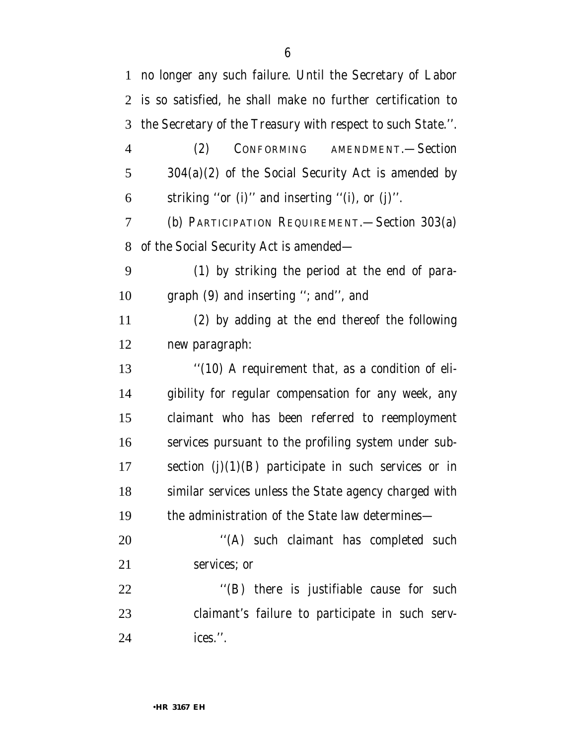no longer any such failure. Until the Secretary of Labor is so satisfied, he shall make no further certification to the Secretary of the Treasury with respect to such State.''.

(2) CONFORMING AMENDMENT.—Section 304(a)(2) of the Social Security Act is amended by striking ''or (i)'' and inserting ''(i), or (j)''.

(b) PARTICIPATION REQUIREMENT.—Section 303(a) of the Social Security Act is amended—

(1) by striking the period at the end of paragraph (9) and inserting ''; and'', and

(2) by adding at the end thereof the following new paragraph:

''(10) A requirement that, as a condition of eligibility for regular compensation for any week, any claimant who has been referred to reemployment services pursuant to the profiling system under subsection (j)(1)(B) participate in such services or in similar services unless the State agency charged with the administration of the State law determines—

''(A) such claimant has completed such services; or

''(B) there is justifiable cause for such claimant's failure to participate in such services.''.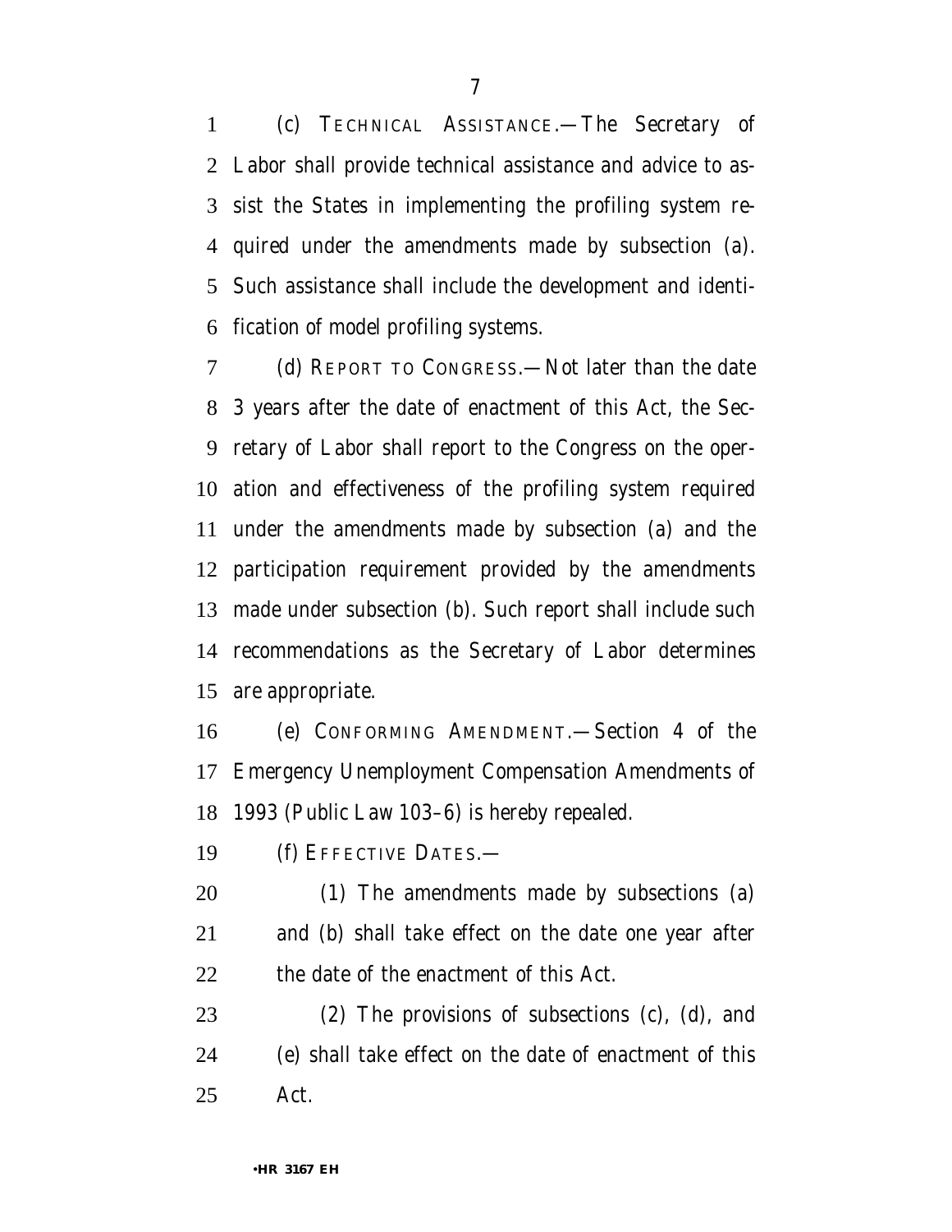(c) TECHNICAL ASSISTANCE.—The Secretary of Labor shall provide technical assistance and advice to assist the States in implementing the profiling system required under the amendments made by subsection (a). Such assistance shall include the development and identification of model profiling systems.

(d) REPORT TO CONGRESS.—Not later than the date 3 years after the date of enactment of this Act, the Secretary of Labor shall report to the Congress on the operation and effectiveness of the profiling system required under the amendments made by subsection (a) and the participation requirement provided by the amendments made under subsection (b). Such report shall include such recommendations as the Secretary of Labor determines are appropriate.

(e) CONFORMING AMENDMENT.—Section 4 of the Emergency Unemployment Compensation Amendments of 1993 (Public Law 103–6) is hereby repealed.

(f) EFFECTIVE DATES.—

(1) The amendments made by subsections (a) and (b) shall take effect on the date one year after the date of the enactment of this Act.

(2) The provisions of subsections (c), (d), and (e) shall take effect on the date of enactment of this Act.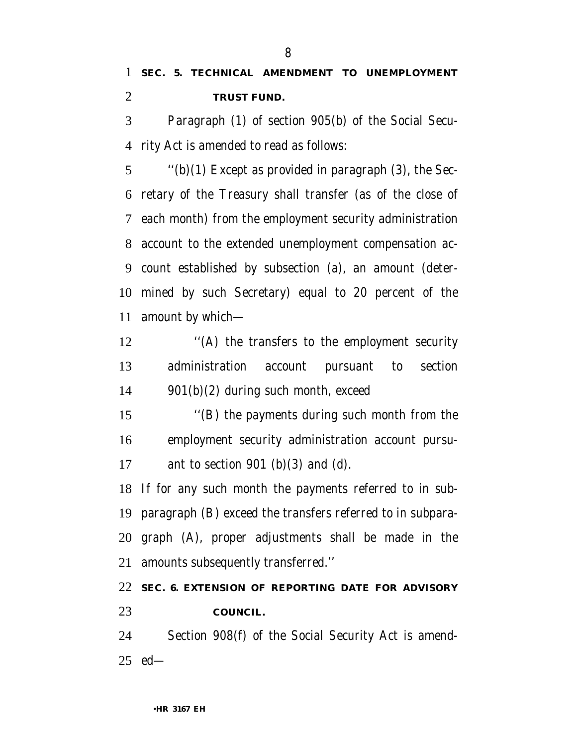**SEC. 5. TECHNICAL AMENDMENT TO UNEMPLOYMENT TRUST FUND.**

Paragraph (1) of section 905(b) of the Social Security Act is amended to read as follows:

''(b)(1) Except as provided in paragraph (3), the Secretary of the Treasury shall transfer (as of the close of each month) from the employment security administration account to the extended unemployment compensation account established by subsection (a), an amount (determined by such Secretary) equal to 20 percent of the amount by which—

''(A) the transfers to the employment security administration account pursuant to section 901(b)(2) during such month, exceed

''(B) the payments during such month from the employment security administration account pursuant to section 901 (b)(3) and (d).

If for any such month the payments referred to in subparagraph (B) exceed the transfers referred to in subparagraph (A), proper adjustments shall be made in the amounts subsequently transferred.''

**SEC. 6. EXTENSION OF REPORTING DATE FOR ADVISORY COUNCIL.**

Section 908(f) of the Social Security Act is amended—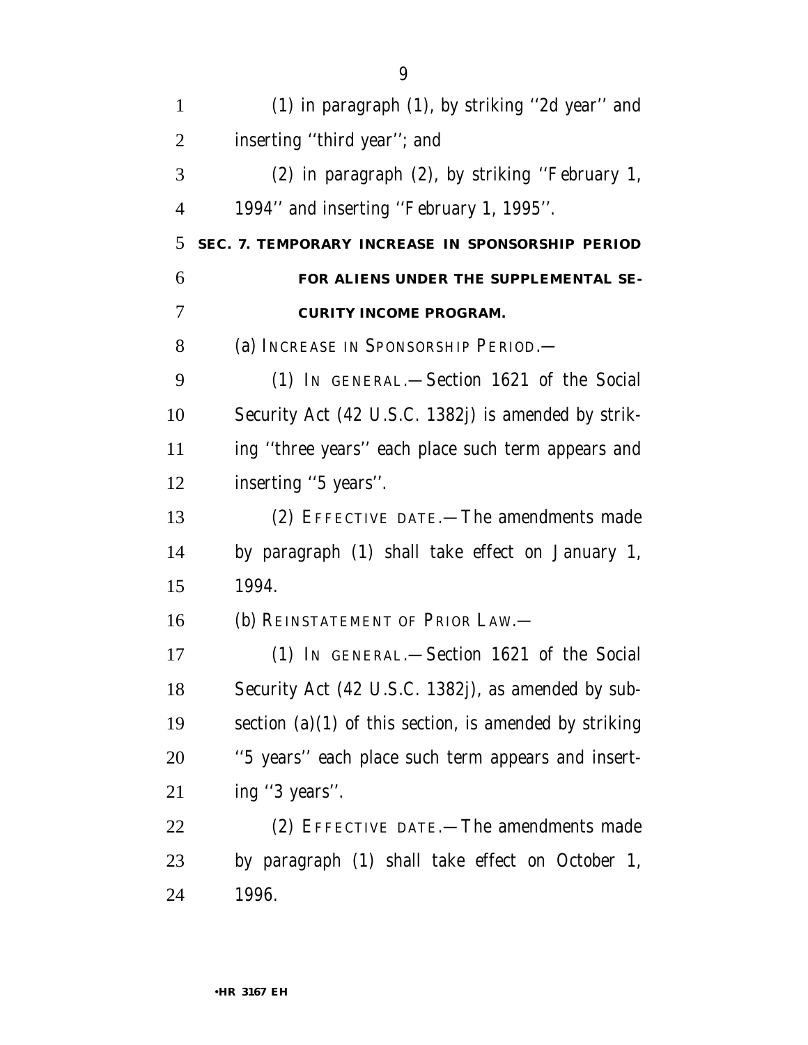(1) in paragraph (1), by striking ''2d year'' and inserting ''third year''; and

(2) in paragraph (2), by striking ''February 1, 1994'' and inserting ''February 1, 1995''.

**SEC. 7. TEMPORARY INCREASE IN SPONSORSHIP PERIOD FOR ALIENS UNDER THE SUPPLEMENTAL SECURITY INCOME PROGRAM.**

(a) INCREASE IN SPONSORSHIP PERIOD.—

(1) IN GENERAL.—Section 1621 of the Social Security Act (42 U.S.C. 1382j) is amended by striking ''three years'' each place such term appears and inserting ''5 years''.

(2) EFFECTIVE DATE.—The amendments made by paragraph (1) shall take effect on January 1, 1994.

(b) REINSTATEMENT OF PRIOR LAW.—

(1) IN GENERAL.—Section 1621 of the Social Security Act (42 U.S.C. 1382j), as amended by subsection (a)(1) of this section, is amended by striking ''5 years'' each place such term appears and inserting ''3 years''.

(2) EFFECTIVE DATE.—The amendments made by paragraph (1) shall take effect on October 1, 1996.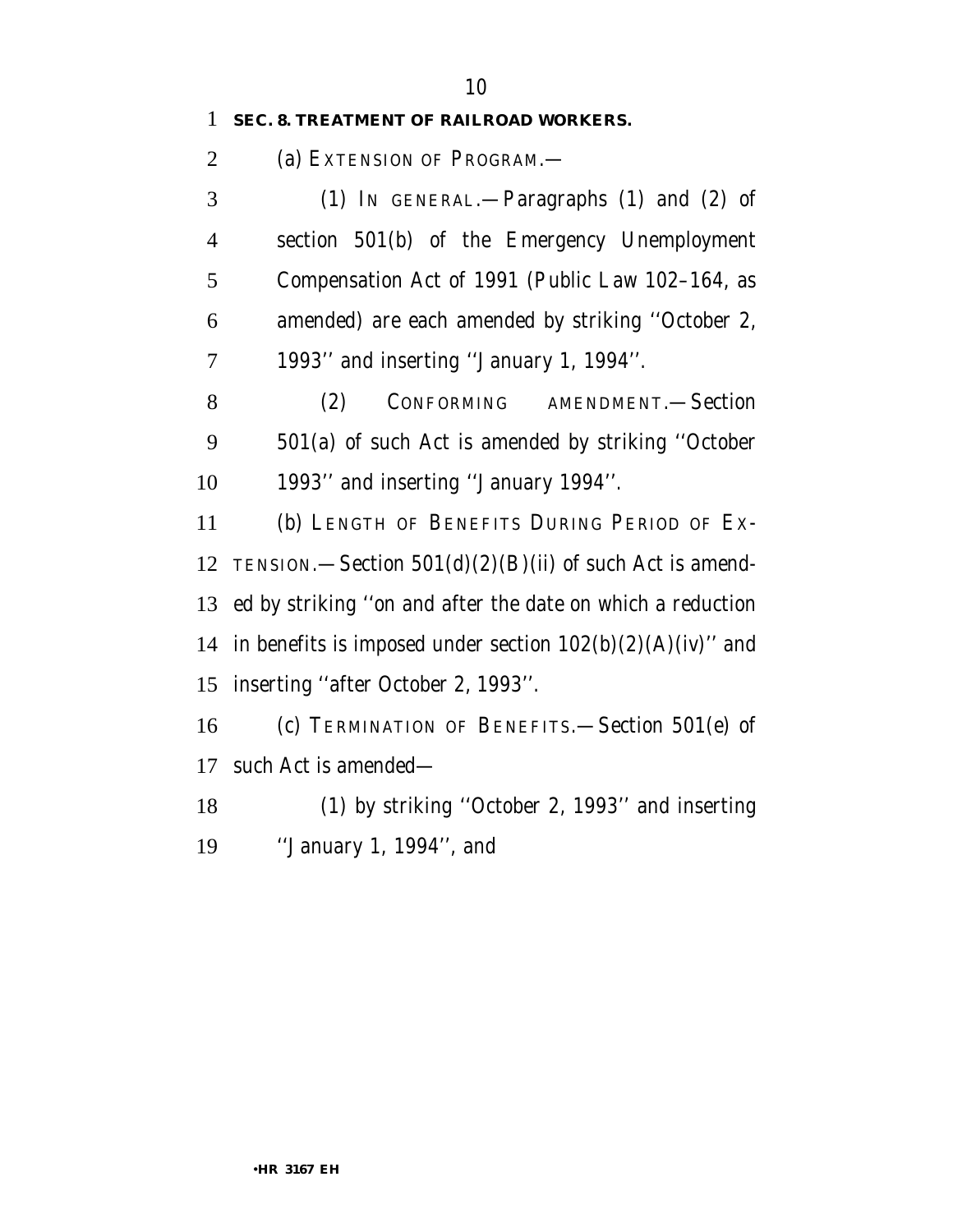**SEC. 8. TREATMENT OF RAILROAD WORKERS.**

(a) EXTENSION OF PROGRAM.—

(1) IN GENERAL.—Paragraphs (1) and (2) of section 501(b) of the Emergency Unemployment Compensation Act of 1991 (Public Law 102–164, as amended) are each amended by striking ''October 2, 1993'' and inserting ''January 1, 1994''.

(2) CONFORMING AMENDMENT.—Section 501(a) of such Act is amended by striking ''October 1993'' and inserting ''January 1994''.

(b) LENGTH OF BENEFITS DURING PERIOD OF EXTENSION.—Section 501(d)(2)(B)(ii) of such Act is amended by striking ''on and after the date on which a reduction in benefits is imposed under section 102(b)(2)(A)(iv)'' and inserting ''after October 2, 1993''.

(c) TERMINATION OF BENEFITS.—Section 501(e) of such Act is amended—

(1) by striking ''October 2, 1993'' and inserting ''January 1, 1994'', and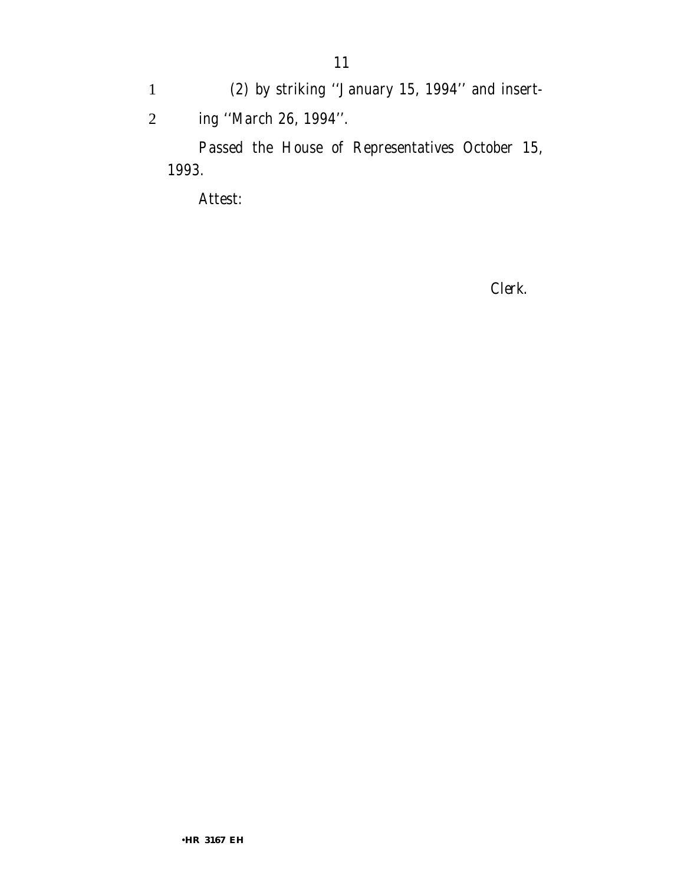(2) by striking ''January 15, 1994'' and inserting ''March 26, 1994''.

Passed the House of Representatives October 15, 1993.

Attest:

Clerk.